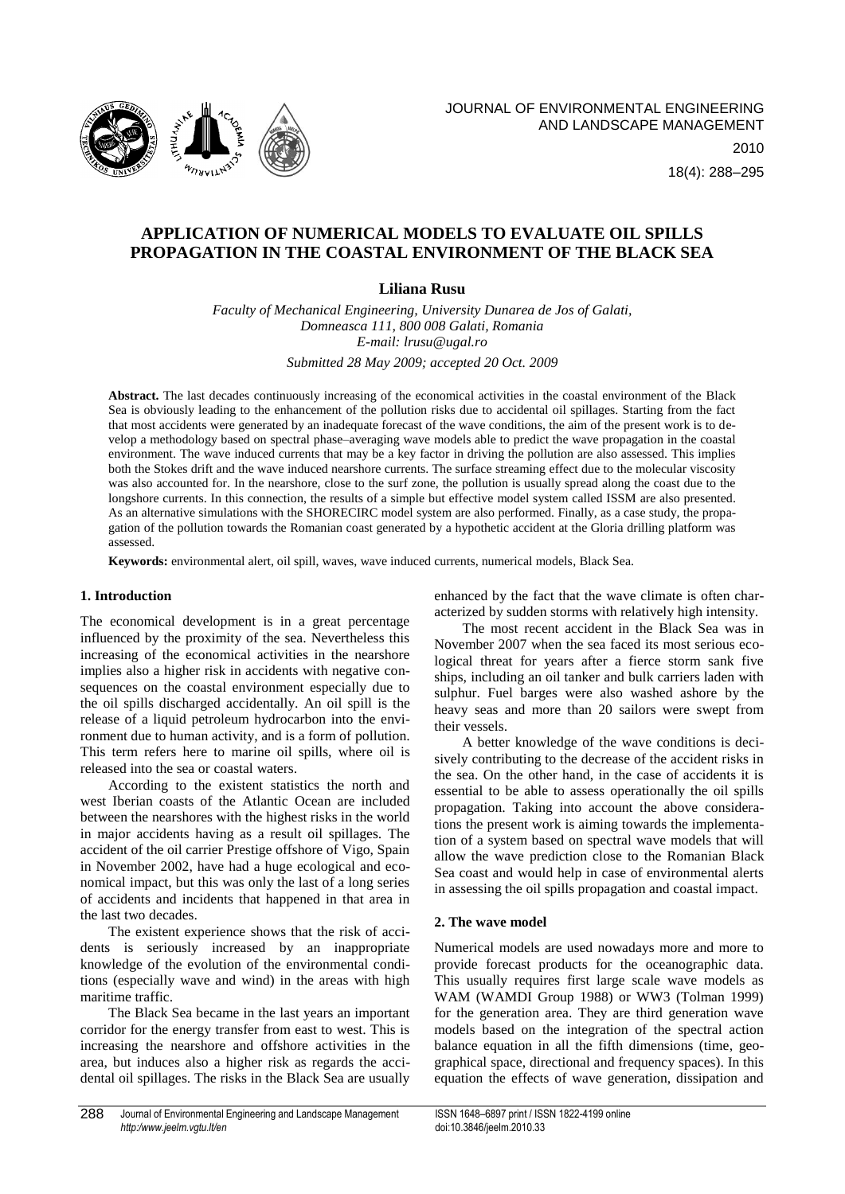# APPLICATION OF NUMERICAL MODELS TO EVALUATE OIL SPILLS PROPAGATION IN THE COASTAL ENVIRONMENT OF THE BLACK SEA

**Liliana Rusu**

*Faculty of Mechanical Engineering, University Dunarea de Jos of Galati, Domneasca 111, 800 008 Galati, Romania*
*E-mail: lrusu@ugal.ro*

*Submitted 28 May 2009; accepted 20 Oct. 2009*

**Abstract.** The last decades continuously increasing of the economical activities in the coastal environment of the Black Sea is obviously leading to the enhancement of the pollution risks due to accidental oil spillages. Starting from the fact that most accidents were generated by an inadequate forecast of the wave conditions, the aim of the present work is to develop a methodology based on spectral phase–averaging wave models able to predict the wave propagation in the coastal environment. The wave induced currents that may be a key factor in driving the pollution are also assessed. This implies both the Stokes drift and the wave induced nearshore currents. The surface streaming effect due to the molecular viscosity was also accounted for. In the nearshore, close to the surf zone, the pollution is usually spread along the coast due to the longshore currents. In this connection, the results of a simple but effective model system called ISSM are also presented. As an alternative simulations with the SHORECIRC model system are also performed. Finally, as a case study, the propagation of the pollution towards the Romanian coast generated by a hypothetic accident at the Gloria drilling platform was assessed.

**Keywords:** environmental alert, oil spill, waves, wave induced currents, numerical models, Black Sea.

## 1. Introduction

The economical development is in a great percentage influenced by the proximity of the sea. Nevertheless this increasing of the economical activities in the nearshore implies also a higher risk in accidents with negative consequences on the coastal environment especially due to the oil spills discharged accidentally. An oil spill is the release of a liquid petroleum hydrocarbon into the environment due to human activity, and is a form of pollution. This term refers here to marine oil spills, where oil is released into the sea or coastal waters.

According to the existent statistics the north and west Iberian coasts of the Atlantic Ocean are included between the nearshores with the highest risks in the world in major accidents having as a result oil spillages. The accident of the oil carrier Prestige offshore of Vigo, Spain in November 2002, have had a huge ecological and economical impact, but this was only the last of a long series of accidents and incidents that happened in that area in the last two decades.

The existent experience shows that the risk of accidents is seriously increased by an inappropriate knowledge of the evolution of the environmental conditions (especially wave and wind) in the areas with high maritime traffic.

The Black Sea became in the last years an important corridor for the energy transfer from east to west. This is increasing the nearshore and offshore activities in the area, but induces also a higher risk as regards the accidental oil spillages. The risks in the Black Sea are usually enhanced by the fact that the wave climate is often characterized by sudden storms with relatively high intensity.

The most recent accident in the Black Sea was in November 2007 when the sea faced its most serious ecological threat for years after a fierce storm sank five ships, including an oil tanker and bulk carriers laden with sulphur. Fuel barges were also washed ashore by the heavy seas and more than 20 sailors were swept from their vessels.

A better knowledge of the wave conditions is decisively contributing to the decrease of the accident risks in the sea. On the other hand, in the case of accidents it is essential to be able to assess operationally the oil spills propagation. Taking into account the above considerations the present work is aiming towards the implementation of a system based on spectral wave models that will allow the wave prediction close to the Romanian Black Sea coast and would help in case of environmental alerts in assessing the oil spills propagation and coastal impact.

## 2. The wave model

Numerical models are used nowadays more and more to provide forecast products for the oceanographic data. This usually requires first large scale wave models as WAM (WAMDI Group 1988) or WW3 (Tolman 1999) for the generation area. They are third generation wave models based on the integration of the spectral action balance equation in all the fifth dimensions (time, geographical space, directional and frequency spaces). In this equation the effects of wave generation, dissipation and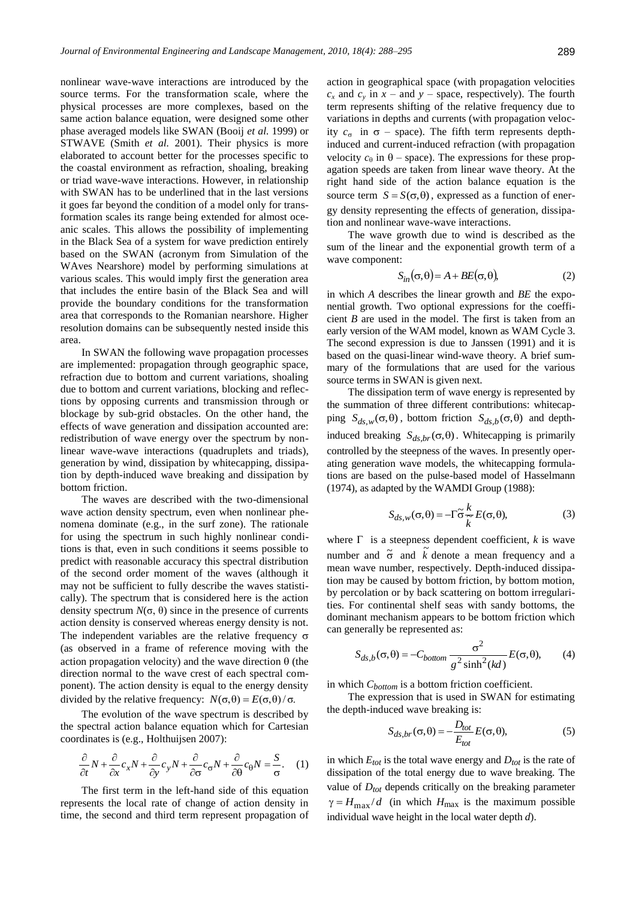nonlinear wave-wave interactions are introduced by the source terms. For the transformation scale, where the physical processes are more complexes, based on the same action balance equation, were designed some other phase averaged models like SWAN (Booij *et al.* 1999) or STWAVE (Smith *et al.* 2001). Their physics is more elaborated to account better for the processes specific to the coastal environment as refraction, shoaling, breaking or triad wave-wave interactions. However, in relationship with SWAN has to be underlined that in the last versions it goes far beyond the condition of a model only for transformation scales its range being extended for almost oceanic scales. This allows the possibility of implementing in the Black Sea of a system for wave prediction entirely based on the SWAN (acronym from Simulation of the WAves Nearshore) model by performing simulations at various scales. This would imply first the generation area that includes the entire basin of the Black Sea and will provide the boundary conditions for the transformation area that corresponds to the Romanian nearshore. Higher resolution domains can be subsequently nested inside this area.

In SWAN the following wave propagation processes are implemented: propagation through geographic space, refraction due to bottom and current variations, shoaling due to bottom and current variations, blocking and reflections by opposing currents and transmission through or blockage by sub-grid obstacles. On the other hand, the effects of wave generation and dissipation accounted are: redistribution of wave energy over the spectrum by nonlinear wave-wave interactions (quadruplets and triads), generation by wind, dissipation by whitecapping, dissipation by depth-induced wave breaking and dissipation by bottom friction.

The waves are described with the two-dimensional wave action density spectrum, even when nonlinear phenomena dominate (e.g., in the surf zone). The rationale for using the spectrum in such highly nonlinear conditions is that, even in such conditions it seems possible to predict with reasonable accuracy this spectral distribution of the second order moment of the waves (although it may not be sufficient to fully describe the waves statistically). The spectrum that is considered here is the action density spectrum $N(\sigma, \theta)$ since in the presence of currents action density is conserved whereas energy density is not. The independent variables are the relative frequency $\sigma$ (as observed in a frame of reference moving with the action propagation velocity) and the wave direction $\theta$ (the direction normal to the wave crest of each spectral component). The action density is equal to the energy density divided by the relative frequency: $N(\sigma,\theta) = E(\sigma,\theta)/\sigma$.

The evolution of the wave spectrum is described by the spectral action balance equation which for Cartesian coordinates is (e.g., Holthuijsen 2007):

$$\frac{\partial}{\partial t}N + \frac{\partial}{\partial x}c_x N + \frac{\partial}{\partial y}c_y N + \frac{\partial}{\partial \sigma}c_\sigma N + \frac{\partial}{\partial \theta}c_\theta N = \frac{S}{\sigma}. \quad (1)$$

The first term in the left-hand side of this equation represents the local rate of change of action density in time, the second and third term represent propagation of action in geographical space (with propagation velocities $c_x$ and $c_y$ in $x$ – and $y$ – space, respectively). The fourth term represents shifting of the relative frequency due to variations in depths and currents (with propagation velocity $c_\sigma$ in $\sigma$ – space). The fifth term represents depth-induced and current-induced refraction (with propagation velocity $c_\theta$ in $\theta$ – space). The expressions for these propagation speeds are taken from linear wave theory. At the right hand side of the action balance equation is the source term $S = S(\sigma,\theta)$, expressed as a function of energy density representing the effects of generation, dissipation and nonlinear wave-wave interactions.

The wave growth due to wind is described as the sum of the linear and the exponential growth term of a wave component:

$$S_{in}(\sigma,\theta) = A + BE(\sigma,\theta), \quad (2)$$

in which *A* describes the linear growth and *BE* the exponential growth. Two optional expressions for the coefficient *B* are used in the model. The first is taken from an early version of the WAM model, known as WAM Cycle 3. The second expression is due to Janssen (1991) and it is based on the quasi-linear wind-wave theory. A brief summary of the formulations that are used for the various source terms in SWAN is given next.

The dissipation term of wave energy is represented by the summation of three different contributions: whitecapping $S_{ds,w}(\sigma,\theta)$, bottom friction $S_{ds,b}(\sigma,\theta)$ and depth-induced breaking $S_{ds,br}(\sigma,\theta)$. Whitecapping is primarily controlled by the steepness of the waves. In presently operating generation wave models, the whitecapping formulations are based on the pulse-based model of Hasselmann (1974), as adapted by the WAMDI Group (1988):

$$S_{ds,w}(\sigma,\theta) = -\Gamma\tilde{\sigma}\frac{k}{\tilde{k}}E(\sigma,\theta), \quad (3)$$

where $\Gamma$ is a steepness dependent coefficient, $k$ is wave number and $\tilde{\sigma}$ and $\tilde{k}$ denote a mean frequency and a mean wave number, respectively. Depth-induced dissipation may be caused by bottom friction, by bottom motion, by percolation or by back scattering on bottom irregularities. For continental shelf seas with sandy bottoms, the dominant mechanism appears to be bottom friction which can generally be represented as:

$$S_{ds,b}(\sigma,\theta) = -C_{bottom}\frac{\sigma^2}{g^2\sinh^2(kd)}E(\sigma,\theta), \quad (4)$$

in which $C_{bottom}$ is a bottom friction coefficient.

The expression that is used in SWAN for estimating the depth-induced wave breaking is:

$$S_{ds,br}(\sigma,\theta) = -\frac{D_{tot}}{E_{tot}}E(\sigma,\theta), \quad (5)$$

in which $E_{tot}$ is the total wave energy and $D_{tot}$ is the rate of dissipation of the total energy due to wave breaking. The value of $D_{tot}$ depends critically on the breaking parameter $\gamma = H_{max}/d$ (in which $H_{max}$ is the maximum possible individual wave height in the local water depth $d$).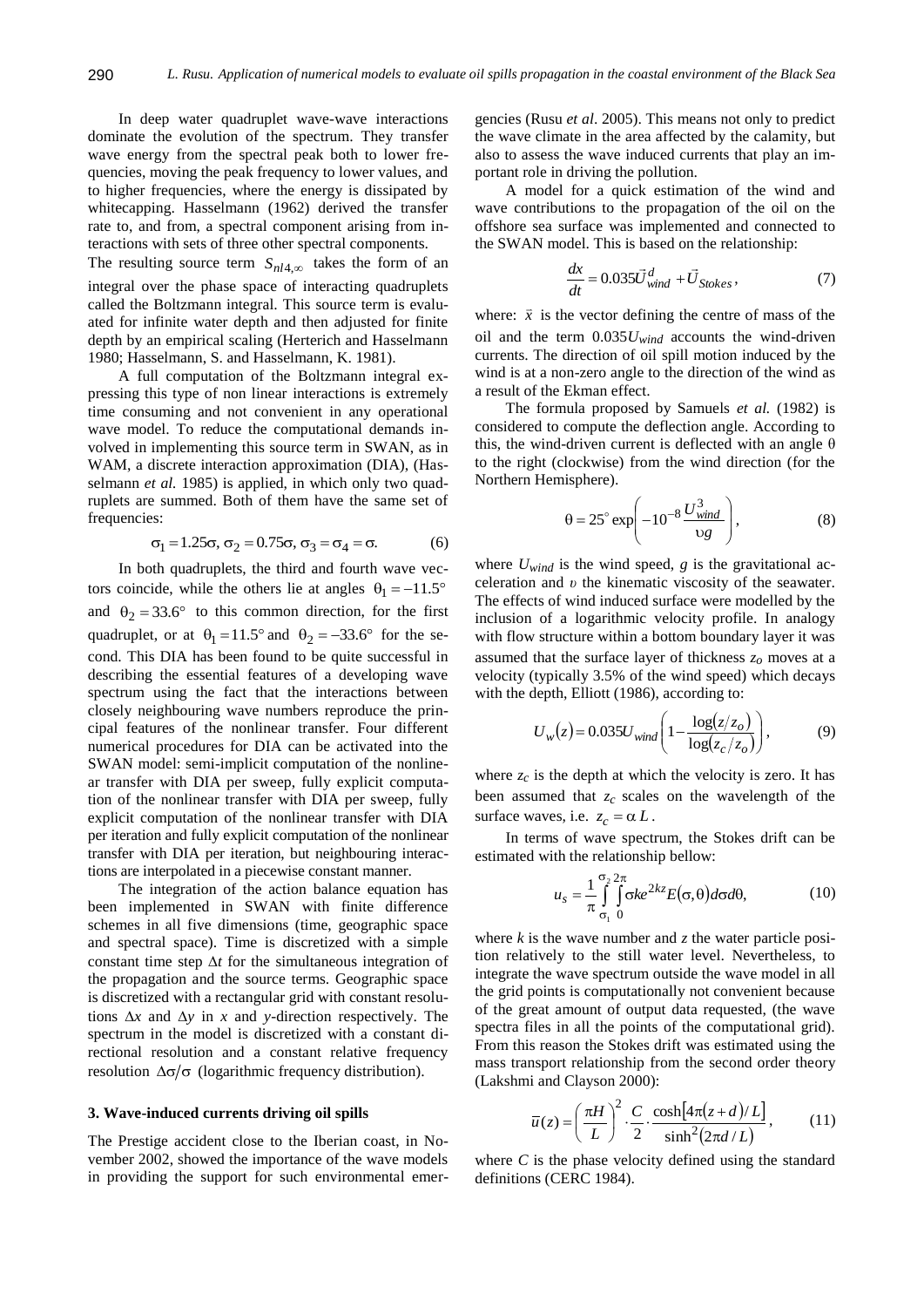In deep water quadruplet wave-wave interactions dominate the evolution of the spectrum. They transfer wave energy from the spectral peak both to lower frequencies, moving the peak frequency to lower values, and to higher frequencies, where the energy is dissipated by whitecapping. Hasselmann (1962) derived the transfer rate to, and from, a spectral component arising from interactions with sets of three other spectral components.

The resulting source term $S_{nl4,\infty}$ takes the form of an integral over the phase space of interacting quadruplets called the Boltzmann integral. This source term is evaluated for infinite water depth and then adjusted for finite depth by an empirical scaling (Herterich and Hasselmann 1980; Hasselmann, S. and Hasselmann, K. 1981).

A full computation of the Boltzmann integral expressing this type of non linear interactions is extremely time consuming and not convenient in any operational wave model. To reduce the computational demands involved in implementing this source term in SWAN, as in WAM, a discrete interaction approximation (DIA), (Hasselmann *et al.* 1985) is applied, in which only two quadruplets are summed. Both of them have the same set of frequencies:

$$\sigma_1 = 1.25\sigma,\ \sigma_2 = 0.75\sigma,\ \sigma_3 = \sigma_4 = \sigma. \tag{6}$$

In both quadruplets, the third and fourth wave vectors coincide, while the others lie at angles $\theta_1 = -11.5^\circ$ and $\theta_2 = 33.6^\circ$ to this common direction, for the first quadruplet, or at $\theta_1 = 11.5^\circ$ and $\theta_2 = -33.6^\circ$ for the second. This DIA has been found to be quite successful in describing the essential features of a developing wave spectrum using the fact that the interactions between closely neighbouring wave numbers reproduce the principal features of the nonlinear transfer. Four different numerical procedures for DIA can be activated into the SWAN model: semi-implicit computation of the nonlinear transfer with DIA per sweep, fully explicit computation of the nonlinear transfer with DIA per sweep, fully explicit computation of the nonlinear transfer with DIA per iteration and fully explicit computation of the nonlinear transfer with DIA per iteration, but neighbouring interactions are interpolated in a piecewise constant manner.

The integration of the action balance equation has been implemented in SWAN with finite difference schemes in all five dimensions (time, geographic space and spectral space). Time is discretized with a simple constant time step $\Delta t$ for the simultaneous integration of the propagation and the source terms. Geographic space is discretized with a rectangular grid with constant resolutions $\Delta x$ and $\Delta y$ in $x$ and $y$-direction respectively. The spectrum in the model is discretized with a constant directional resolution and a constant relative frequency resolution $\Delta\sigma/\sigma$ (logarithmic frequency distribution).

### 3. Wave-induced currents driving oil spills

The Prestige accident close to the Iberian coast, in November 2002, showed the importance of the wave models in providing the support for such environmental emergencies (Rusu *et al*. 2005). This means not only to predict the wave climate in the area affected by the calamity, but also to assess the wave induced currents that play an important role in driving the pollution.

A model for a quick estimation of the wind and wave contributions to the propagation of the oil on the offshore sea surface was implemented and connected to the SWAN model. This is based on the relationship:

$$\frac{dx}{dt} = 0.035\vec{U}^{d}_{wind} + \vec{U}_{Stokes}, \tag{7}$$

where: $\vec{x}$ is the vector defining the centre of mass of the oil and the term $0.035U_{wind}$ accounts the wind-driven currents. The direction of oil spill motion induced by the wind is at a non-zero angle to the direction of the wind as a result of the Ekman effect.

The formula proposed by Samuels *et al.* (1982) is considered to compute the deflection angle. According to this, the wind-driven current is deflected with an angle $\theta$ to the right (clockwise) from the wind direction (for the Northern Hemisphere).

$$\theta = 25^\circ \exp\left(-10^{-8}\frac{U^3_{wind}}{\upsilon g}\right), \tag{8}$$

where $U_{wind}$ is the wind speed, $g$ is the gravitational acceleration and $\upsilon$ the kinematic viscosity of the seawater. The effects of wind induced surface were modelled by the inclusion of a logarithmic velocity profile. In analogy with flow structure within a bottom boundary layer it was assumed that the surface layer of thickness $z_o$ moves at a velocity (typically 3.5% of the wind speed) which decays with the depth, Elliott (1986), according to:

$$U_w(z) = 0.035U_{wind}\left(1 - \frac{\log(z/z_o)}{\log(z_c/z_o)}\right), \tag{9}$$

where $z_c$ is the depth at which the velocity is zero. It has been assumed that $z_c$ scales on the wavelength of the surface waves, i.e. $z_c = \alpha L$.

In terms of wave spectrum, the Stokes drift can be estimated with the relationship bellow:

$$u_s = \frac{1}{\pi}\int_{\sigma_1}^{\sigma_2}\int_{0}^{2\pi} \sigma k e^{2kz} E(\sigma,\theta)\, d\sigma d\theta, \tag{10}$$

where $k$ is the wave number and $z$ the water particle position relatively to the still water level. Nevertheless, to integrate the wave spectrum outside the wave model in all the grid points is computationally not convenient because of the great amount of output data requested, (the wave spectra files in all the points of the computational grid). From this reason the Stokes drift was estimated using the mass transport relationship from the second order theory (Lakshmi and Clayson 2000):

$$\bar{u}(z) = \left(\frac{\pi H}{L}\right)^2 \cdot \frac{C}{2} \cdot \frac{\cosh[4\pi(z+d)/L]}{\sinh^2(2\pi d/L)}, \tag{11}$$

where $C$ is the phase velocity defined using the standard definitions (CERC 1984).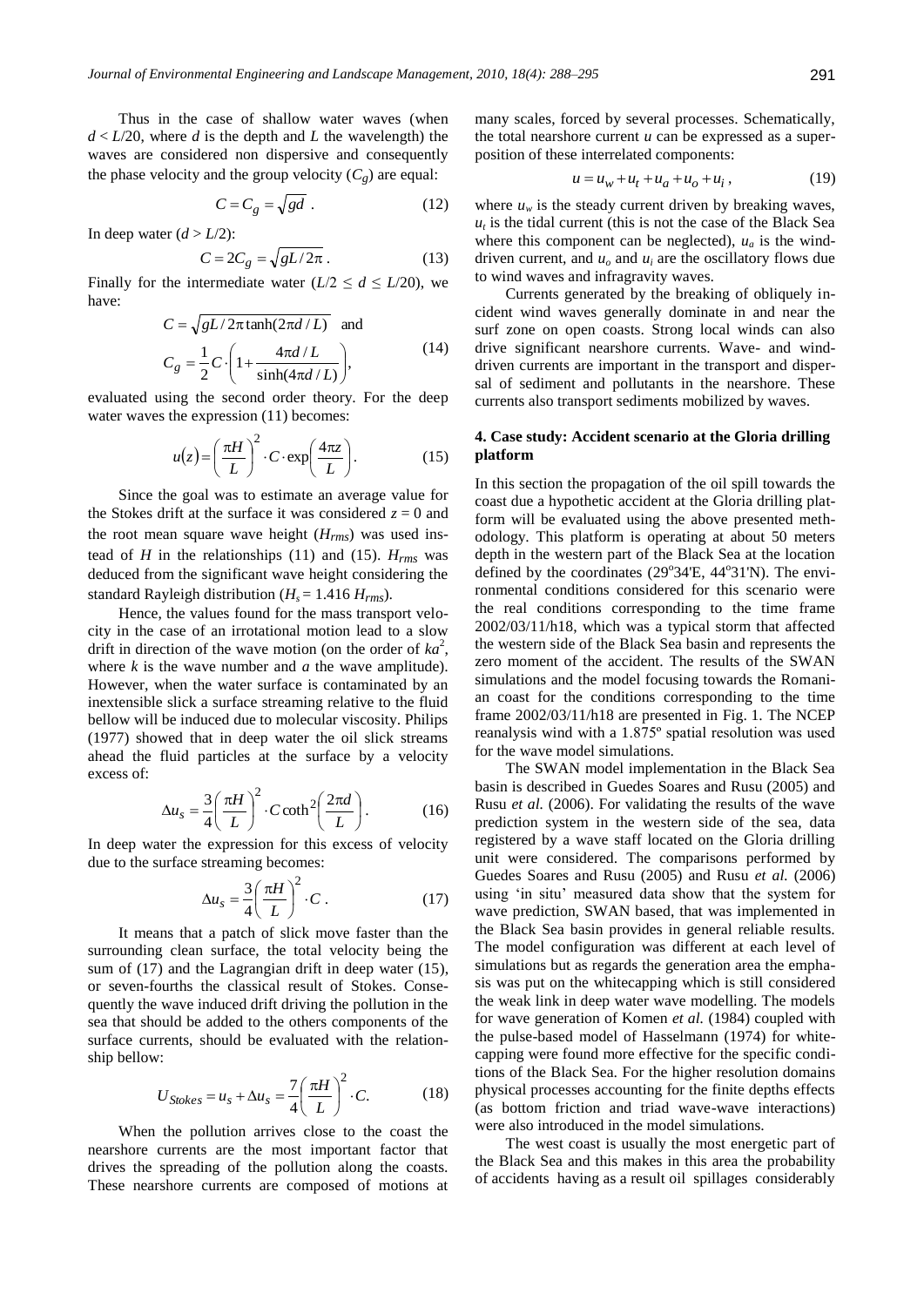Thus in the case of shallow water waves (when $d < L/20$, where $d$ is the depth and $L$ the wavelength) the waves are considered non dispersive and consequently the phase velocity and the group velocity ($C_g$) are equal:

$$C = C_g = \sqrt{gd}\ . \tag{12}$$

In deep water ($d > L/2$):

$$C = 2C_g = \sqrt{gL/2\pi}\ . \tag{13}$$

Finally for the intermediate water ($L/2 \leq d \leq L/20$), we have:

$$C = \sqrt{gL/2\pi \tanh(2\pi d/L)} \quad \text{and}$$
$$C_g = \frac{1}{2} C \cdot \left(1 + \frac{4\pi d/L}{\sinh(4\pi d/L)}\right), \tag{14}$$

evaluated using the second order theory. For the deep water waves the expression (11) becomes:

$$u(z) = \left(\frac{\pi H}{L}\right)^2 \cdot C \cdot \exp\left(\frac{4\pi z}{L}\right). \tag{15}$$

Since the goal was to estimate an average value for the Stokes drift at the surface it was considered $z = 0$ and the root mean square wave height ($H_{rms}$) was used instead of $H$ in the relationships (11) and (15). $H_{rms}$ was deduced from the significant wave height considering the standard Rayleigh distribution ($H_s = 1.416\ H_{rms}$).

Hence, the values found for the mass transport velocity in the case of an irrotational motion lead to a slow drift in direction of the wave motion (on the order of $ka^2$, where $k$ is the wave number and $a$ the wave amplitude). However, when the water surface is contaminated by an inextensible slick a surface streaming relative to the fluid bellow will be induced due to molecular viscosity. Philips (1977) showed that in deep water the oil slick streams ahead the fluid particles at the surface by a velocity excess of:

$$\Delta u_s = \frac{3}{4}\left(\frac{\pi H}{L}\right)^2 \cdot C \coth^2\left(\frac{2\pi d}{L}\right). \tag{16}$$

In deep water the expression for this excess of velocity due to the surface streaming becomes:

$$\Delta u_s = \frac{3}{4}\left(\frac{\pi H}{L}\right)^2 \cdot C\ . \tag{17}$$

It means that a patch of slick move faster than the surrounding clean surface, the total velocity being the sum of (17) and the Lagrangian drift in deep water (15), or seven-fourths the classical result of Stokes. Consequently the wave induced drift driving the pollution in the sea that should be added to the others components of the surface currents, should be evaluated with the relationship bellow:

$$U_{Stokes} = u_s + \Delta u_s = \frac{7}{4}\left(\frac{\pi H}{L}\right)^2 \cdot C. \tag{18}$$

When the pollution arrives close to the coast the nearshore currents are the most important factor that drives the spreading of the pollution along the coasts. These nearshore currents are composed of motions at many scales, forced by several processes. Schematically, the total nearshore current $u$ can be expressed as a superposition of these interrelated components:

$$u = u_w + u_t + u_a + u_o + u_i\ , \tag{19}$$

where $u_w$ is the steady current driven by breaking waves, $u_t$ is the tidal current (this is not the case of the Black Sea where this component can be neglected), $u_a$ is the wind-driven current, and $u_o$ and $u_i$ are the oscillatory flows due to wind waves and infragravity waves.

Currents generated by the breaking of obliquely incident wind waves generally dominate in and near the surf zone on open coasts. Strong local winds can also drive significant nearshore currents. Wave- and wind-driven currents are important in the transport and dispersal of sediment and pollutants in the nearshore. These currents also transport sediments mobilized by waves.

## 4. Case study: Accident scenario at the Gloria drilling platform

In this section the propagation of the oil spill towards the coast due a hypothetic accident at the Gloria drilling platform will be evaluated using the above presented methodology. This platform is operating at about 50 meters depth in the western part of the Black Sea at the location defined by the coordinates (29°34'E, 44°31'N). The environmental conditions considered for this scenario were the real conditions corresponding to the time frame 2002/03/11/h18, which was a typical storm that affected the western side of the Black Sea basin and represents the zero moment of the accident. The results of the SWAN simulations and the model focusing towards the Romanian coast for the conditions corresponding to the time frame 2002/03/11/h18 are presented in Fig. 1. The NCEP reanalysis wind with a 1.875º spatial resolution was used for the wave model simulations.

The SWAN model implementation in the Black Sea basin is described in Guedes Soares and Rusu (2005) and Rusu *et al.* (2006). For validating the results of the wave prediction system in the western side of the sea, data registered by a wave staff located on the Gloria drilling unit were considered. The comparisons performed by Guedes Soares and Rusu (2005) and Rusu *et al.* (2006) using 'in situ' measured data show that the system for wave prediction, SWAN based, that was implemented in the Black Sea basin provides in general reliable results. The model configuration was different at each level of simulations but as regards the generation area the emphasis was put on the whitecapping which is still considered the weak link in deep water wave modelling. The models for wave generation of Komen *et al.* (1984) coupled with the pulse-based model of Hasselmann (1974) for whitecapping were found more effective for the specific conditions of the Black Sea. For the higher resolution domains physical processes accounting for the finite depths effects (as bottom friction and triad wave-wave interactions) were also introduced in the model simulations.

The west coast is usually the most energetic part of the Black Sea and this makes in this area the probability of accidents having as a result oil spillages considerably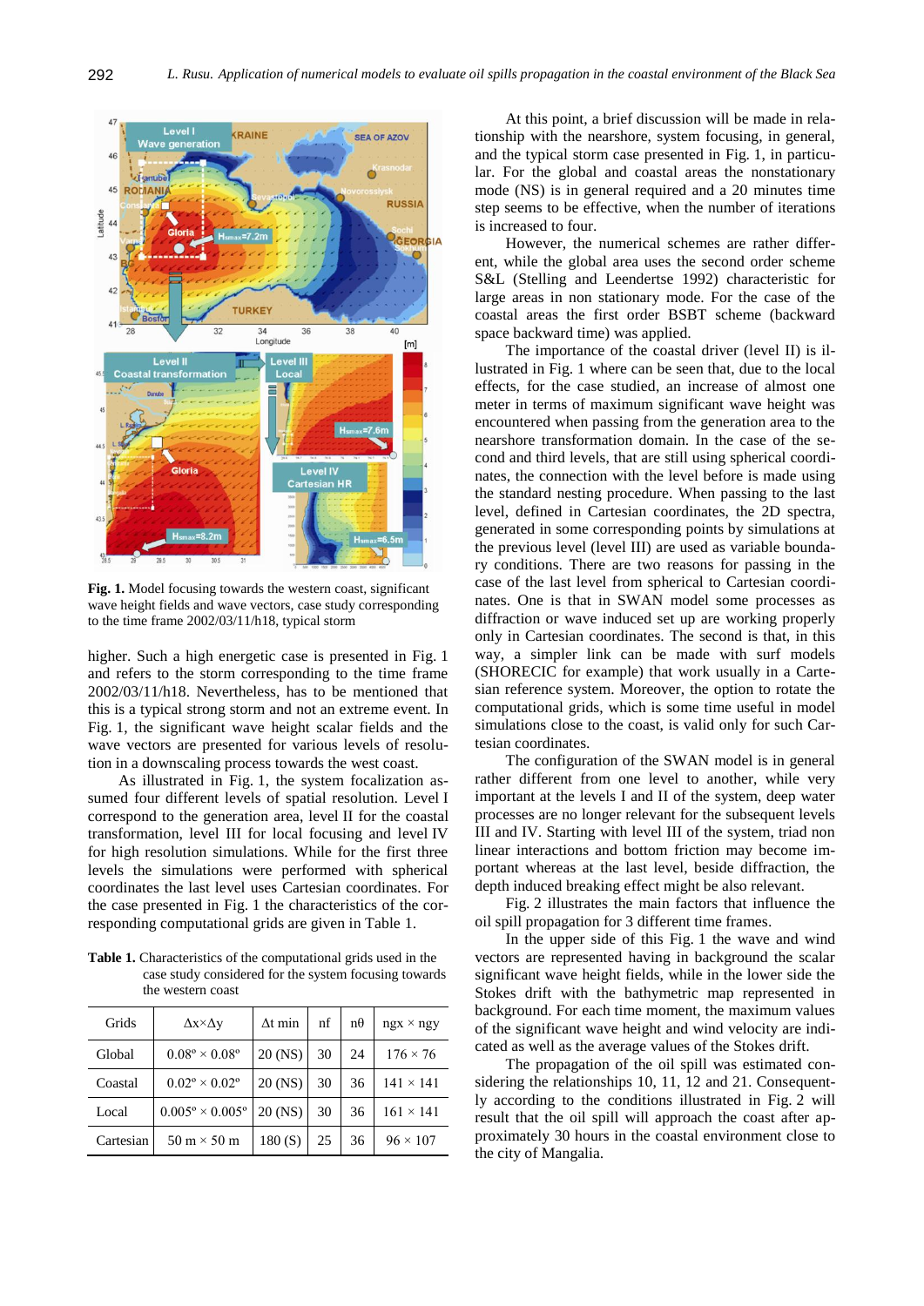**Fig. 1.** Model focusing towards the western coast, significant wave height fields and wave vectors, case study corresponding to the time frame 2002/03/11/h18, typical storm

higher. Such a high energetic case is presented in Fig. 1 and refers to the storm corresponding to the time frame 2002/03/11/h18. Nevertheless, has to be mentioned that this is a typical strong storm and not an extreme event. In Fig. 1, the significant wave height scalar fields and the wave vectors are presented for various levels of resolution in a downscaling process towards the west coast.

As illustrated in Fig. 1, the system focalization assumed four different levels of spatial resolution. Level I correspond to the generation area, level II for the coastal transformation, level III for local focusing and level IV for high resolution simulations. While for the first three levels the simulations were performed with spherical coordinates the last level uses Cartesian coordinates. For the case presented in Fig. 1 the characteristics of the corresponding computational grids are given in Table 1.

**Table 1.** Characteristics of the computational grids used in the case study considered for the system focusing towards the western coast

| Grids | Δx×Δy | Δt min | nf | nθ | ngx × ngy |
|---|---|---|---|---|---|
| Global | 0.08° × 0.08° | 20 (NS) | 30 | 24 | 176 × 76 |
| Coastal | 0.02° × 0.02° | 20 (NS) | 30 | 36 | 141 × 141 |
| Local | 0.005° × 0.005° | 20 (NS) | 30 | 36 | 161 × 141 |
| Cartesian | 50 m × 50 m | 180 (S) | 25 | 36 | 96 × 107 |

At this point, a brief discussion will be made in relationship with the nearshore, system focusing, in general, and the typical storm case presented in Fig. 1, in particular. For the global and coastal areas the nonstationary mode (NS) is in general required and a 20 minutes time step seems to be effective, when the number of iterations is increased to four.

However, the numerical schemes are rather different, while the global area uses the second order scheme S&L (Stelling and Leendertse 1992) characteristic for large areas in non stationary mode. For the case of the coastal areas the first order BSBT scheme (backward space backward time) was applied.

The importance of the coastal driver (level II) is illustrated in Fig. 1 where can be seen that, due to the local effects, for the case studied, an increase of almost one meter in terms of maximum significant wave height was encountered when passing from the generation area to the nearshore transformation domain. In the case of the second and third levels, that are still using spherical coordinates, the connection with the level before is made using the standard nesting procedure. When passing to the last level, defined in Cartesian coordinates, the 2D spectra, generated in some corresponding points by simulations at the previous level (level III) are used as variable boundary conditions. There are two reasons for passing in the case of the last level from spherical to Cartesian coordinates. One is that in SWAN model some processes as diffraction or wave induced set up are working properly only in Cartesian coordinates. The second is that, in this way, a simpler link can be made with surf models (SHORECIC for example) that work usually in a Cartesian reference system. Moreover, the option to rotate the computational grids, which is some time useful in model simulations close to the coast, is valid only for such Cartesian coordinates.

The configuration of the SWAN model is in general rather different from one level to another, while very important at the levels I and II of the system, deep water processes are no longer relevant for the subsequent levels III and IV. Starting with level III of the system, triad non linear interactions and bottom friction may become important whereas at the last level, beside diffraction, the depth induced breaking effect might be also relevant.

Fig. 2 illustrates the main factors that influence the oil spill propagation for 3 different time frames.

In the upper side of this Fig. 1 the wave and wind vectors are represented having in background the scalar significant wave height fields, while in the lower side the Stokes drift with the bathymetric map represented in background. For each time moment, the maximum values of the significant wave height and wind velocity are indicated as well as the average values of the Stokes drift.

The propagation of the oil spill was estimated considering the relationships 10, 11, 12 and 21. Consequently according to the conditions illustrated in Fig. 2 will result that the oil spill will approach the coast after approximately 30 hours in the coastal environment close to the city of Mangalia.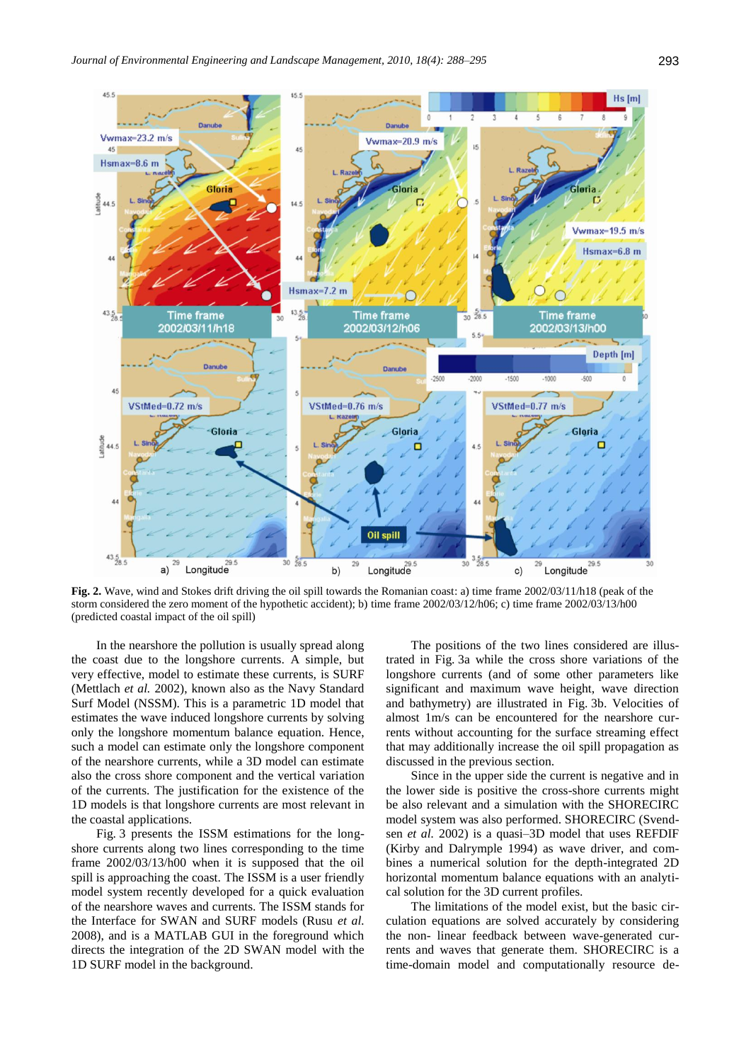**Fig. 2.** Wave, wind and Stokes drift driving the oil spill towards the Romanian coast: a) time frame 2002/03/11/h18 (peak of the storm considered the zero moment of the hypothetic accident); b) time frame 2002/03/12/h06; c) time frame 2002/03/13/h00 (predicted coastal impact of the oil spill)

In the nearshore the pollution is usually spread along the coast due to the longshore currents. A simple, but very effective, model to estimate these currents, is SURF (Mettlach *et al.* 2002), known also as the Navy Standard Surf Model (NSSM). This is a parametric 1D model that estimates the wave induced longshore currents by solving only the longshore momentum balance equation. Hence, such a model can estimate only the longshore component of the nearshore currents, while a 3D model can estimate also the cross shore component and the vertical variation of the currents. The justification for the existence of the 1D models is that longshore currents are most relevant in the coastal applications.

Fig. 3 presents the ISSM estimations for the longshore currents along two lines corresponding to the time frame 2002/03/13/h00 when it is supposed that the oil spill is approaching the coast. The ISSM is a user friendly model system recently developed for a quick evaluation of the nearshore waves and currents. The ISSM stands for the Interface for SWAN and SURF models (Rusu *et al.* 2008), and is a MATLAB GUI in the foreground which directs the integration of the 2D SWAN model with the 1D SURF model in the background.

The positions of the two lines considered are illustrated in Fig. 3a while the cross shore variations of the longshore currents (and of some other parameters like significant and maximum wave height, wave direction and bathymetry) are illustrated in Fig. 3b. Velocities of almost 1m/s can be encountered for the nearshore currents without accounting for the surface streaming effect that may additionally increase the oil spill propagation as discussed in the previous section.

Since in the upper side the current is negative and in the lower side is positive the cross-shore currents might be also relevant and a simulation with the SHORECIRC model system was also performed. SHORECIRC (Svendsen *et al.* 2002) is a quasi–3D model that uses REFDIF (Kirby and Dalrymple 1994) as wave driver, and combines a numerical solution for the depth-integrated 2D horizontal momentum balance equations with an analytical solution for the 3D current profiles.

The limitations of the model exist, but the basic circulation equations are solved accurately by considering the non- linear feedback between wave-generated currents and waves that generate them. SHORECIRC is a time-domain model and computationally resource de-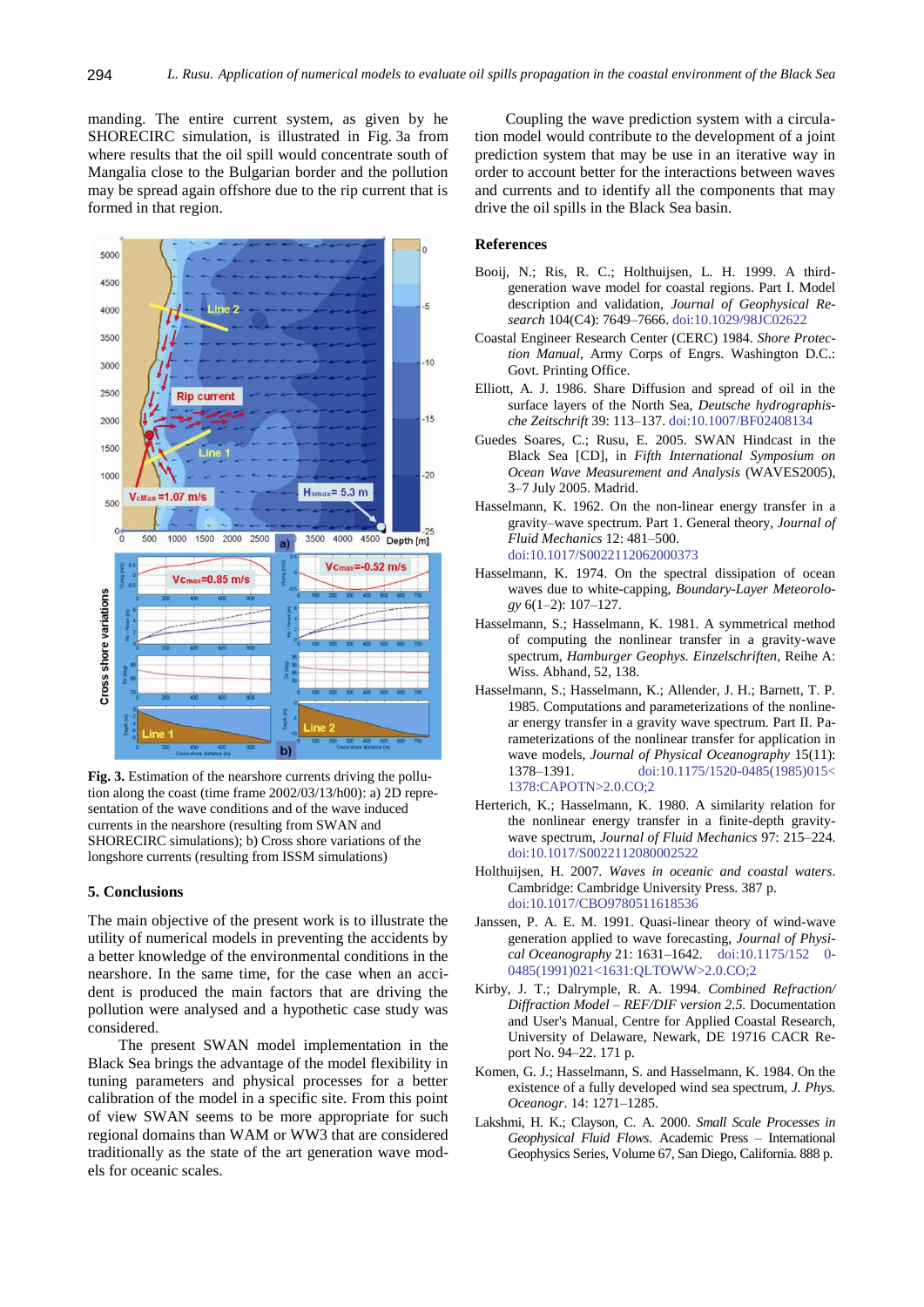manding. The entire current system, as given by he SHORECIRC simulation, is illustrated in Fig. 3a from where results that the oil spill would concentrate south of Mangalia close to the Bulgarian border and the pollution may be spread again offshore due to the rip current that is formed in that region.

**Fig. 3.** Estimation of the nearshore currents driving the pollution along the coast (time frame 2002/03/13/h00): a) 2D representation of the wave conditions and of the wave induced currents in the nearshore (resulting from SWAN and SHORECIRC simulations); b) Cross shore variations of the longshore currents (resulting from ISSM simulations)

## 5. Conclusions

The main objective of the present work is to illustrate the utility of numerical models in preventing the accidents by a better knowledge of the environmental conditions in the nearshore. In the same time, for the case when an accident is produced the main factors that are driving the pollution were analysed and a hypothetic case study was considered.

The present SWAN model implementation in the Black Sea brings the advantage of the model flexibility in tuning parameters and physical processes for a better calibration of the model in a specific site. From this point of view SWAN seems to be more appropriate for such regional domains than WAM or WW3 that are considered traditionally as the state of the art generation wave models for oceanic scales.

Coupling the wave prediction system with a circulation model would contribute to the development of a joint prediction system that may be use in an iterative way in order to account better for the interactions between waves and currents and to identify all the components that may drive the oil spills in the Black Sea basin.

## References

Booij, N.; Ris, R. C.; Holthuijsen, L. H. 1999. A third-generation wave model for coastal regions. Part I. Model description and validation, *Journal of Geophysical Research* 104(C4): 7649–7666. doi:10.1029/98JC02622

Coastal Engineer Research Center (CERC) 1984. *Shore Protection Manual*, Army Corps of Engrs. Washington D.C.: Govt. Printing Office.

Elliott, A. J. 1986. Share Diffusion and spread of oil in the surface layers of the North Sea, *Deutsche hydrographische Zeitschrift* 39: 113–137. doi:10.1007/BF02408134

Guedes Soares, C.; Rusu, E. 2005. SWAN Hindcast in the Black Sea [CD], in *Fifth International Symposium on Ocean Wave Measurement and Analysis* (WAVES2005), 3–7 July 2005. Madrid.

Hasselmann, K. 1962. On the non-linear energy transfer in a gravity–wave spectrum. Part 1. General theory, *Journal of Fluid Mechanics* 12: 481–500. doi:10.1017/S0022112062000373

Hasselmann, K. 1974. On the spectral dissipation of ocean waves due to white-capping, *Boundary-Layer Meteorology* 6(1–2): 107–127.

Hasselmann, S.; Hasselmann, K. 1981. A symmetrical method of computing the nonlinear transfer in a gravity-wave spectrum, *Hamburger Geophys. Einzelschriften*, Reihe A: Wiss. Abhand, 52, 138.

Hasselmann, S.; Hasselmann, K.; Allender, J. H.; Barnett, T. P. 1985. Computations and parameterizations of the nonlinear energy transfer in a gravity wave spectrum. Part II. Parameterizations of the nonlinear transfer for application in wave models, *Journal of Physical Oceanography* 15(11): 1378–1391. doi:10.1175/1520-0485(1985)015<1378:CAPOTN>2.0.CO;2

Herterich, K.; Hasselmann, K. 1980. A similarity relation for the nonlinear energy transfer in a finite-depth gravity-wave spectrum, *Journal of Fluid Mechanics* 97: 215–224. doi:10.1017/S0022112080002522

Holthuijsen, H. 2007. *Waves in oceanic and coastal waters*. Cambridge: Cambridge University Press. 387 p. doi:10.1017/CBO9780511618536

Janssen, P. A. E. M. 1991. Quasi-linear theory of wind-wave generation applied to wave forecasting, *Journal of Physical Oceanography* 21: 1631–1642. doi:10.1175/152 0-0485(1991)021<1631:QLTOWW>2.0.CO;2

Kirby, J. T.; Dalrymple, R. A. 1994. *Combined Refraction/Diffraction Model – REF/DIF version 2.5*. Documentation and User's Manual, Centre for Applied Coastal Research, University of Delaware, Newark, DE 19716 CACR Report No. 94–22. 171 p.

Komen, G. J.; Hasselmann, S. and Hasselmann, K. 1984. On the existence of a fully developed wind sea spectrum, *J. Phys. Oceanogr*. 14: 1271–1285.

Lakshmi, H. K.; Clayson, C. A. 2000. *Small Scale Processes in Geophysical Fluid Flows*. Academic Press – International Geophysics Series, Volume 67, San Diego, California. 888 p.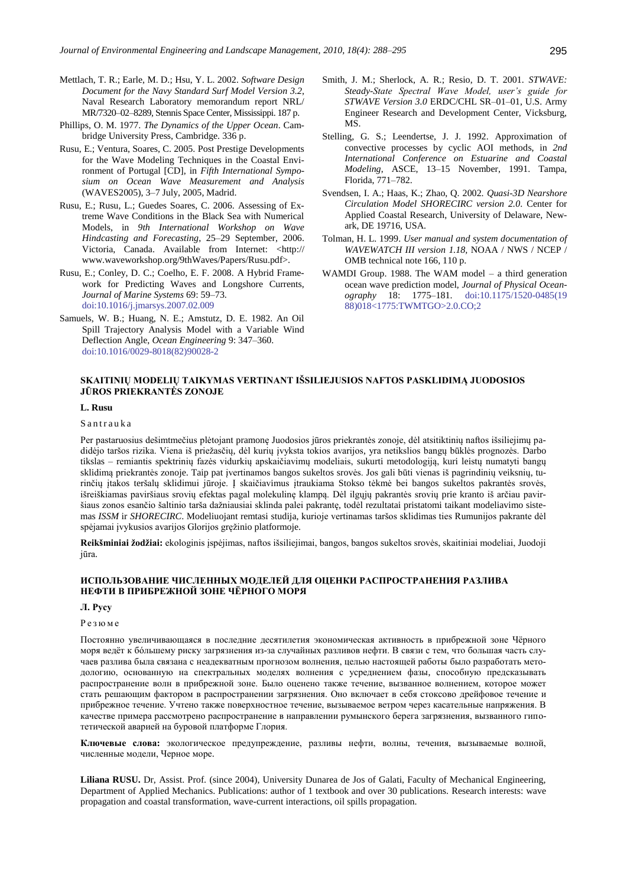Mettlach, T. R.; Earle, M. D.; Hsu, Y. L. 2002. *Software Design Document for the Navy Standard Surf Model Version 3.2*, Naval Research Laboratory memorandum report NRL/ MR/7320–02–8289, Stennis Space Center, Mississippi. 187 p.

Phillips, O. M. 1977. *The Dynamics of the Upper Ocean*. Cambridge University Press, Cambridge. 336 p.

Rusu, E.; Ventura, Soares, C. 2005. Post Prestige Developments for the Wave Modeling Techniques in the Coastal Environment of Portugal [CD], in *Fifth International Symposium on Ocean Wave Measurement and Analysis* (WAVES2005), 3–7 July, 2005, Madrid.

Rusu, E.; Rusu, L.; Guedes Soares, C. 2006. Assessing of Extreme Wave Conditions in the Black Sea with Numerical Models, in *9th International Workshop on Wave Hindcasting and Forecasting*, 25–29 September, 2006. Victoria, Canada. Available from Internet: <http:// www.waveworkshop.org/9thWaves/Papers/Rusu.pdf>.

Rusu, E.; Conley, D. C.; Coelho, E. F. 2008. A Hybrid Framework for Predicting Waves and Longshore Currents, *Journal of Marine Systems* 69: 59–73. doi:10.1016/j.jmarsys.2007.02.009

Samuels, W. B.; Huang, N. E.; Amstutz, D. E. 1982. An Oil Spill Trajectory Analysis Model with a Variable Wind Deflection Angle, *Ocean Engineering* 9: 347–360. doi:10.1016/0029-8018(82)90028-2

Smith, J. M.; Sherlock, A. R.; Resio, D. T. 2001. *STWAVE: Steady-State Spectral Wave Model, user's guide for STWAVE Version 3.0* ERDC/CHL SR–01–01, U.S. Army Engineer Research and Development Center, Vicksburg, MS.

Stelling, G. S.; Leendertse, J. J. 1992. Approximation of convective processes by cyclic AOI methods, in *2nd International Conference on Estuarine and Coastal Modeling*, ASCE, 13–15 November, 1991. Tampa, Florida, 771–782.

Svendsen, I. A.; Haas, K.; Zhao, Q. 2002. *Quasi-3D Nearshore Circulation Model SHORECIRC version 2.0*. Center for Applied Coastal Research, University of Delaware, Newark, DE 19716, USA.

Tolman, H. L. 1999. *User manual and system documentation of WAVEWATCH III version 1.18*, NOAA / NWS / NCEP / OMB technical note 166, 110 p.

WAMDI Group. 1988. The WAM model – a third generation ocean wave prediction model, *Journal of Physical Oceanography* 18: 1775–181. doi:10.1175/1520-0485(1988)018<1775:TWMTGO>2.0.CO;2

## SKAITINIŲ MODELIŲ TAIKYMAS VERTINANT IŠSILIEJUSIOS NAFTOS PASKLIDIMĄ JUODOSIOS JŪROS PRIEKRANTĖS ZONOJE

**L. Rusu**

Santrauka

Per pastaruosius dešimtmečius plėtojant pramonę Juodosios jūros priekrantės zonoje, dėl atsitiktinių naftos išsiliejimų padidėjo taršos rizika. Viena iš priežasčių, dėl kurių įvyksta tokios avarijos, yra netikslios bangų būklės prognozės. Darbo tikslas – remiantis spektrinių fazės vidurkių apskaičiavimų modeliais, sukurti metodologiją, kuri leistų numatyti bangų sklidimą priekrantės zonoje. Taip pat įvertinamos bangos sukeltos srovės. Jos gali būti vienas iš pagrindinių veiksnių, turinčių įtakos teršalų sklidimui jūroje. Į skaičiavimus įtraukiama Stokso tėkmė bei bangos sukeltos pakrantės srovės, išreiškiamas paviršiaus srovių efektas pagal molekulinę klampą. Dėl ilgųjų pakrantės srovių prie kranto iš arčiau paviršiaus zonos esančio šaltinio tarša dažniausiai sklinda palei pakrantę, todėl rezultatai pristatomi taikant modeliavimo sistemas *ISSM* ir *SHORECIRC*. Modeliuojant remtasi studija, kurioje vertinamas taršos sklidimas ties Rumunijos pakrante dėl spėjamai įvykusios avarijos Glorijos gręžinio platformoje.

**Reikšminiai žodžiai:** ekologinis įspėjimas, naftos išsiliejimai, bangos, bangos sukeltos srovės, skaitiniai modeliai, Juodoji jūra.

## ИСПОЛЬЗОВАНИЕ ЧИСЛЕННЫХ МОДЕЛЕЙ ДЛЯ ОЦЕНКИ РАСПРОСТРАНЕНИЯ РАЗЛИВА НЕФТИ В ПРИБРЕЖНОЙ ЗОНЕ ЧЁРНОГО МОРЯ

**Л. Русу**

Резюме

Постоянно увеличивающаяся в последние десятилетия экономическая активность в прибрежной зоне Чёрного моря ведёт к бóльшему риску загрязнения из-за случайных разливов нефти. В связи с тем, что большая часть случаев разлива была связана с неадекватным прогнозом волнения, целью настоящей работы было разработать методологию, основанную на спектральных моделях волнения с усреднением фазы, способную предсказывать распространение волн в прибрежной зоне. Было оценено также течение, вызванное волнением, которое может стать решающим фактором в распространении загрязнения. Оно включает в себя стоксово дрейфовое течение и прибрежное течение. Учтено также поверхностное течение, вызываемое ветром через касательные напряжения. В качестве примера рассмотрено распространение в направлении румынского берега загрязнения, вызванного гипотетической аварией на буровой платформе Глория.

**Ключевые слова:** экологическое предупреждение, разливы нефти, волны, течения, вызываемые волной, численные модели, Черное море.

**Liliana RUSU.** Dr, Assist. Prof. (since 2004), University Dunarea de Jos of Galati, Faculty of Mechanical Engineering, Department of Applied Mechanics. Publications: author of 1 textbook and over 30 publications. Research interests: wave propagation and coastal transformation, wave-current interactions, oil spills propagation.